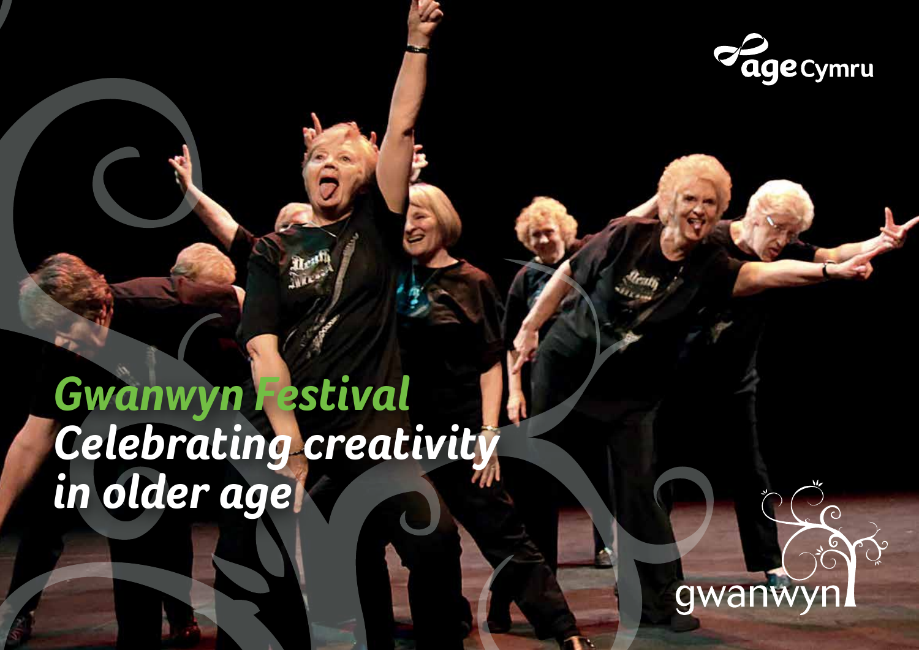age Cymru

# *Gwanwyn Festival*
# *Celebrating creativity in older age*

gwanwyn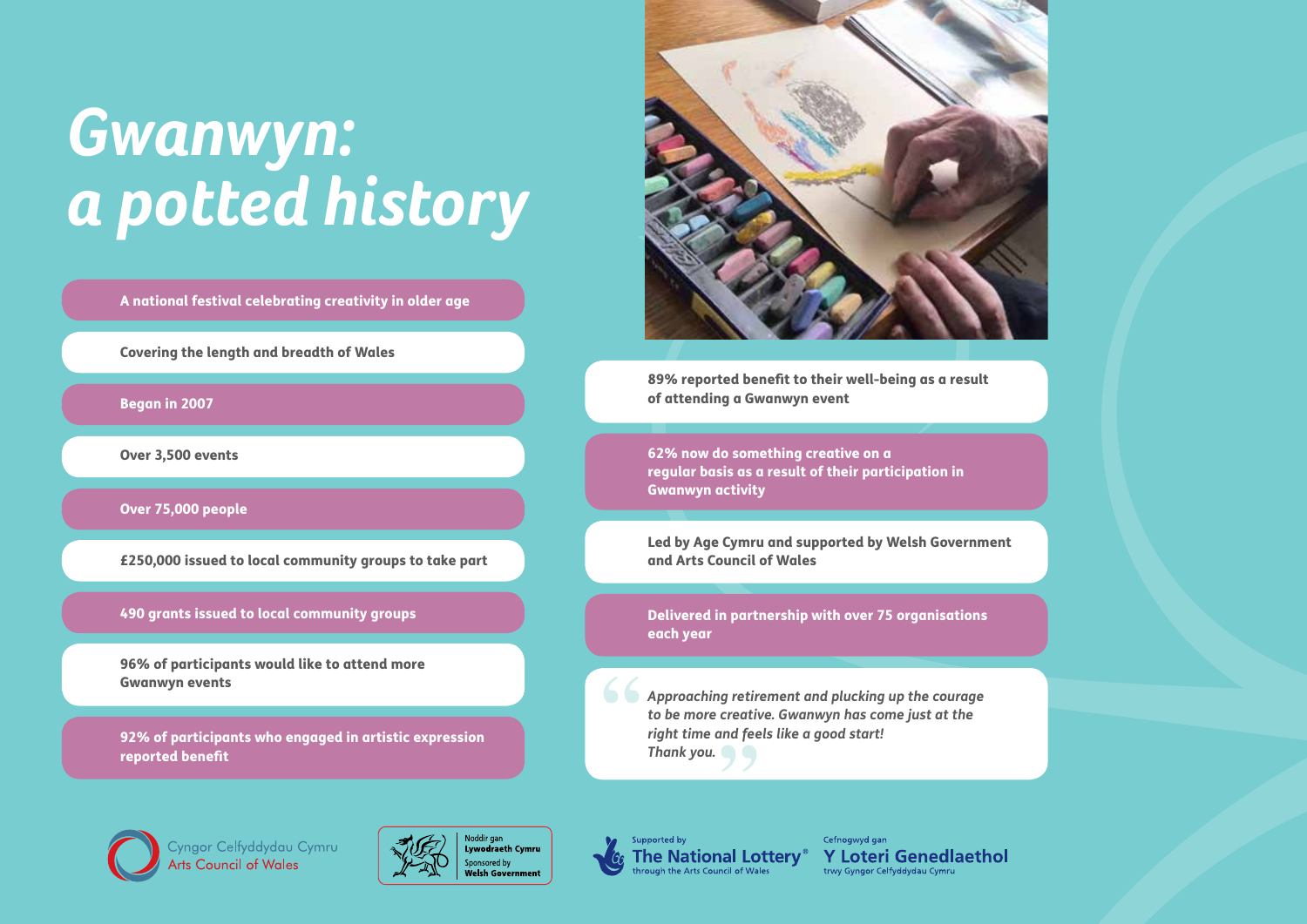# Gwanwyn: a potted history

- A national festival celebrating creativity in older age
- Covering the length and breadth of Wales
- Began in 2007
- Over 3,500 events
- Over 75,000 people
- £250,000 issued to local community groups to take part
- 490 grants issued to local community groups
- 96% of participants would like to attend more Gwanwyn events
- 92% of participants who engaged in artistic expression reported benefit
- 89% reported benefit to their well-being as a result of attending a Gwanwyn event
- 62% now do something creative on a regular basis as a result of their participation in Gwanwyn activity
- Led by Age Cymru and supported by Welsh Government and Arts Council of Wales
- Delivered in partnership with over 75 organisations each year

> *Approaching retirement and plucking up the courage to be more creative. Gwanwyn has come just at the right time and feels like a good start! Thank you.*

Cyngor Celfyddydau Cymru
Arts Council of Wales

Noddir gan Lywodraeth Cymru
Sponsored by Welsh Government

Supported by The National Lottery® through the Arts Council of Wales

Cefnogwyd gan Y Loteri Genedlaethol trwy Gyngor Celfyddydau Cymru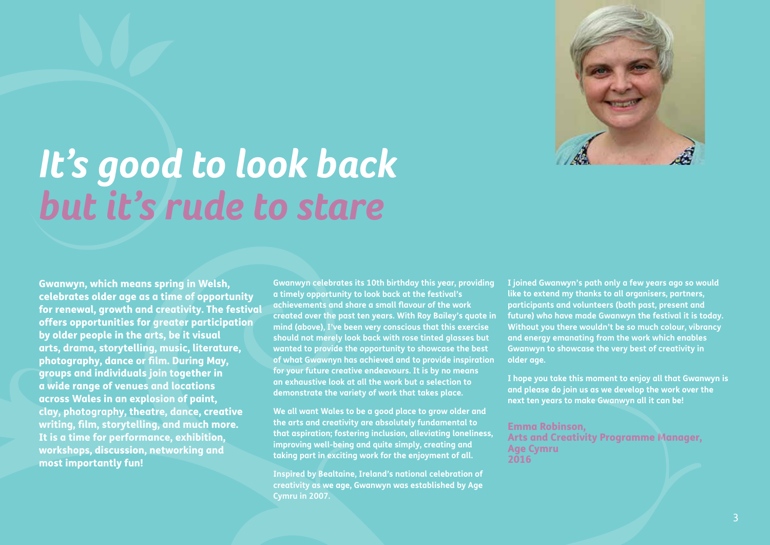# *It's good to look back but it's rude to stare*

**Gwanwyn, which means spring in Welsh, celebrates older age as a time of opportunity for renewal, growth and creativity. The festival offers opportunities for greater participation by older people in the arts, be it visual arts, drama, storytelling, music, literature, photography, dance or film. During May, groups and individuals join together in a wide range of venues and locations across Wales in an explosion of paint, clay, photography, theatre, dance, creative writing, film, storytelling, and much more. It is a time for performance, exhibition, workshops, discussion, networking and most importantly fun!**

Gwanwyn celebrates its 10th birthday this year, providing a timely opportunity to look back at the festival's achievements and share a small flavour of the work created over the past ten years. With Roy Bailey's quote in mind (above), I've been very conscious that this exercise should not merely look back with rose tinted glasses but wanted to provide the opportunity to showcase the best of what Gwanwyn has achieved and to provide inspiration for your future creative endeavours. It is by no means an exhaustive look at all the work but a selection to demonstrate the variety of work that takes place.

We all want Wales to be a good place to grow older and the arts and creativity are absolutely fundamental to that aspiration; fostering inclusion, alleviating loneliness, improving well-being and quite simply, creating and taking part in exciting work for the enjoyment of all.

Inspired by Bealtaine, Ireland's national celebration of creativity as we age, Gwanwyn was established by Age Cymru in 2007.

I joined Gwanwyn's path only a few years ago so would like to extend my thanks to all organisers, partners, participants and volunteers (both past, present and future) who have made Gwanwyn the festival it is today. Without you there wouldn't be so much colour, vibrancy and energy emanating from the work which enables Gwanwyn to showcase the very best of creativity in older age.

I hope you take this moment to enjoy all that Gwanwyn is and please do join us as we develop the work over the next ten years to make Gwanwyn all it can be!

**Emma Robinson,**
**Arts and Creativity Programme Manager,**
**Age Cymru**
**2016**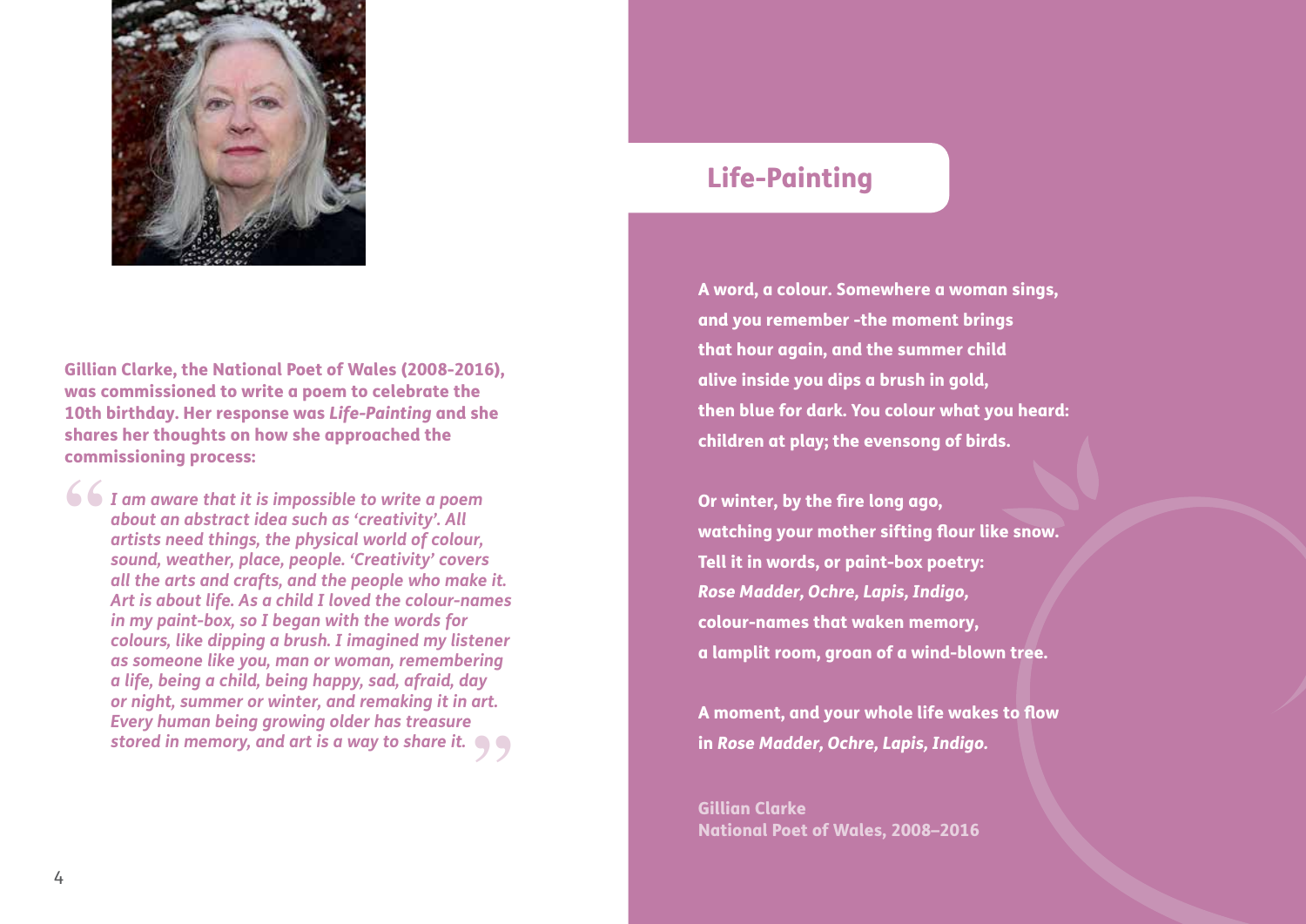**Gillian Clarke, the National Poet of Wales (2008-2016), was commissioned to write a poem to celebrate the 10th birthday. Her response was *Life-Painting* and she shares her thoughts on how she approached the commissioning process:**

> *I am aware that it is impossible to write a poem about an abstract idea such as 'creativity'. All artists need things, the physical world of colour, sound, weather, place, people. 'Creativity' covers all the arts and crafts, and the people who make it. Art is about life. As a child I loved the colour-names in my paint-box, so I began with the words for colours, like dipping a brush. I imagined my listener as someone like you, man or woman, remembering a life, being a child, being happy, sad, afraid, day or night, summer or winter, and remaking it in art. Every human being growing older has treasure stored in memory, and art is a way to share it.*

## Life-Painting

**A word, a colour. Somewhere a woman sings,**
**and you remember -the moment brings**
**that hour again, and the summer child**
**alive inside you dips a brush in gold,**
**then blue for dark. You colour what you heard:**
**children at play; the evensong of birds.**

**Or winter, by the fire long ago,**
**watching your mother sifting flour like snow.**
**Tell it in words, or paint-box poetry:**
***Rose Madder, Ochre, Lapis, Indigo,***
**colour-names that waken memory,**
**a lamplit room, groan of a wind-blown tree.**

**A moment, and your whole life wakes to flow**
**in *Rose Madder, Ochre, Lapis, Indigo.***

**Gillian Clarke**
**National Poet of Wales, 2008–2016**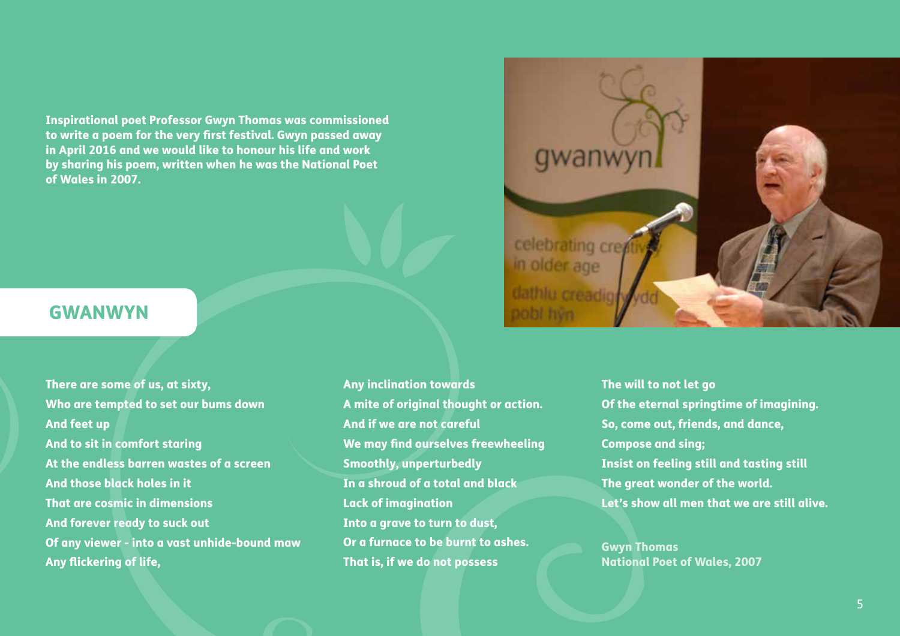**Inspirational poet Professor Gwyn Thomas was commissioned to write a poem for the very first festival. Gwyn passed away in April 2016 and we would like to honour his life and work by sharing his poem, written when he was the National Poet of Wales in 2007.**

## GWANWYN

**There are some of us, at sixty,**
**Who are tempted to set our bums down**
**And feet up**
**And to sit in comfort staring**
**At the endless barren wastes of a screen**
**And those black holes in it**
**That are cosmic in dimensions**
**And forever ready to suck out**
**Of any viewer - into a vast unhide-bound maw**
**Any flickering of life,**
**Any inclination towards**
**A mite of original thought or action.**
**And if we are not careful**
**We may find ourselves freewheeling**
**Smoothly, unperturbedly**
**In a shroud of a total and black**
**Lack of imagination**
**Into a grave to turn to dust,**
**Or a furnace to be burnt to ashes.**
**That is, if we do not possess**
**The will to not let go**
**Of the eternal springtime of imagining.**
**So, come out, friends, and dance,**
**Compose and sing;**
**Insist on feeling still and tasting still**
**The great wonder of the world.**
**Let's show all men that we are still alive.**

**Gwyn Thomas**
**National Poet of Wales, 2007**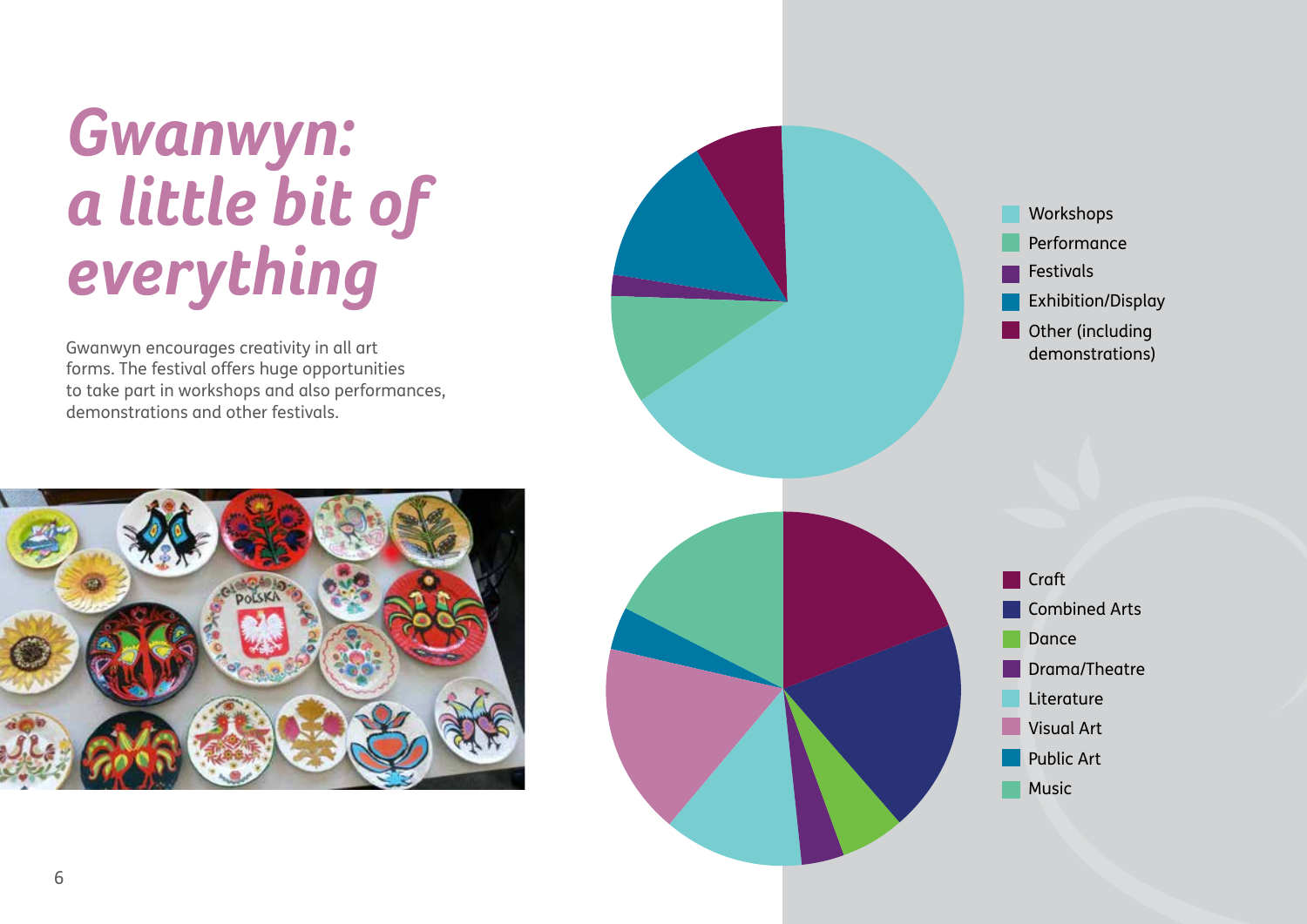# *Gwanwyn: a little bit of everything*

Gwanwyn encourages creativity in all art forms. The festival offers huge opportunities to take part in workshops and also performances, demonstrations and other festivals.

Workshops
Performance
Festivals
Exhibition/Display
Other (including demonstrations)

Craft
Combined Arts
Dance
Drama/Theatre
Literature
Visual Art
Public Art
Music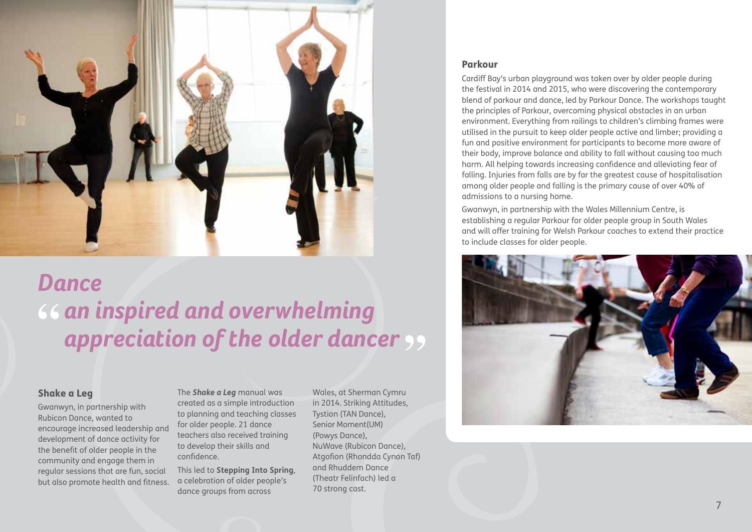# *Dance*

## *“ an inspired and overwhelming appreciation of the older dancer ”*

### Shake a Leg

Gwanwyn, in partnership with Rubicon Dance, wanted to encourage increased leadership and development of dance activity for the benefit of older people in the community and engage them in regular sessions that are fun, social but also promote health and fitness.

The ***Shake a Leg*** manual was created as a simple introduction to planning and teaching classes for older people. 21 dance teachers also received training to develop their skills and confidence.

This led to **Stepping Into Spring**, a celebration of older people's dance groups from across Wales, at Sherman Cymru in 2014. Striking Attitudes, Tystion (TAN Dance), Senior Moment(UM) (Powys Dance), NuWave (Rubicon Dance), Atgofion (Rhondda Cynon Taf) and Rhuddem Dance (Theatr Felinfach) led a 70 strong cast.

### Parkour

Cardiff Bay's urban playground was taken over by older people during the festival in 2014 and 2015, who were discovering the contemporary blend of parkour and dance, led by Parkour Dance. The workshops taught the principles of Parkour, overcoming physical obstacles in an urban environment. Everything from railings to children's climbing frames were utilised in the pursuit to keep older people active and limber; providing a fun and positive environment for participants to become more aware of their body, improve balance and ability to fall without causing too much harm. All helping towards increasing confidence and alleviating fear of falling. Injuries from falls are by far the greatest cause of hospitalisation among older people and falling is the primary cause of over 40% of admissions to a nursing home.

Gwanwyn, in partnership with the Wales Millennium Centre, is establishing a regular Parkour for older people group in South Wales and will offer training for Welsh Parkour coaches to extend their practice to include classes for older people.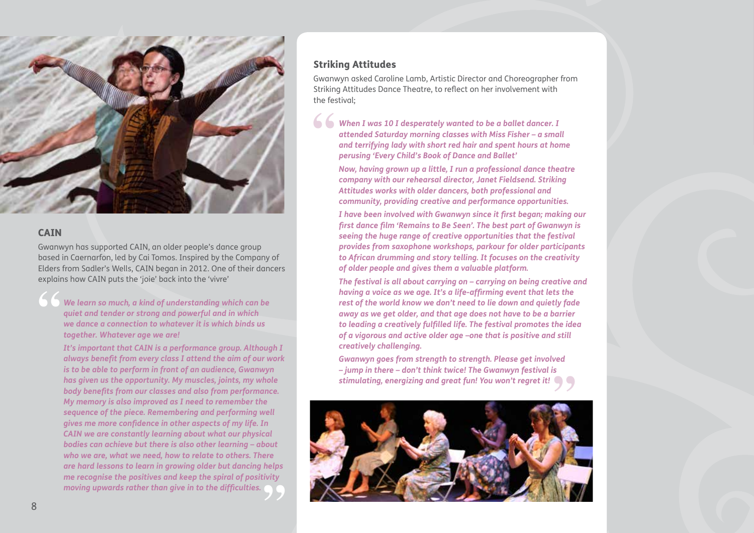## CAIN

Gwanwyn has supported CAIN, an older people's dance group based in Caernarfon, led by Cai Tomos. Inspired by the Company of Elders from Sadler's Wells, CAIN began in 2012. One of their dancers explains how CAIN puts the 'joie' back into the 'vivre'

> *"We learn so much, a kind of understanding which can be quiet and tender or strong and powerful and in which we dance a connection to whatever it is which binds us together. Whatever age we are!*
>
> *It's important that CAIN is a performance group. Although I always benefit from every class I attend the aim of our work is to be able to perform in front of an audience, Gwanwyn has given us the opportunity. My muscles, joints, my whole body benefits from our classes and also from performance. My memory is also improved as I need to remember the sequence of the piece. Remembering and performing well gives me more confidence in other aspects of my life. In CAIN we are constantly learning about what our physical bodies can achieve but there is also other learning – about who we are, what we need, how to relate to others. There are hard lessons to learn in growing older but dancing helps me recognise the positives and keep the spiral of positivity moving upwards rather than give in to the difficulties."*

## Striking Attitudes

Gwanwyn asked Caroline Lamb, Artistic Director and Choreographer from Striking Attitudes Dance Theatre, to reflect on her involvement with the festival;

> *"When I was 10 I desperately wanted to be a ballet dancer. I attended Saturday morning classes with Miss Fisher – a small and terrifying lady with short red hair and spent hours at home perusing 'Every Child's Book of Dance and Ballet'*
>
> *Now, having grown up a little, I run a professional dance theatre company with our rehearsal director, Janet Fieldsend. Striking Attitudes works with older dancers, both professional and community, providing creative and performance opportunities.*
>
> *I have been involved with Gwanwyn since it first began; making our first dance film 'Remains to Be Seen'. The best part of Gwanwyn is seeing the huge range of creative opportunities that the festival provides from saxophone workshops, parkour for older participants to African drumming and story telling. It focuses on the creativity of older people and gives them a valuable platform.*
>
> *The festival is all about carrying on – carrying on being creative and having a voice as we age. It's a life-affirming event that lets the rest of the world know we don't need to lie down and quietly fade away as we get older, and that age does not have to be a barrier to leading a creatively fulfilled life. The festival promotes the idea of a vigorous and active older age –one that is positive and still creatively challenging.*
>
> *Gwanwyn goes from strength to strength. Please get involved – jump in there – don't think twice! The Gwanwyn festival is stimulating, energizing and great fun! You won't regret it!"*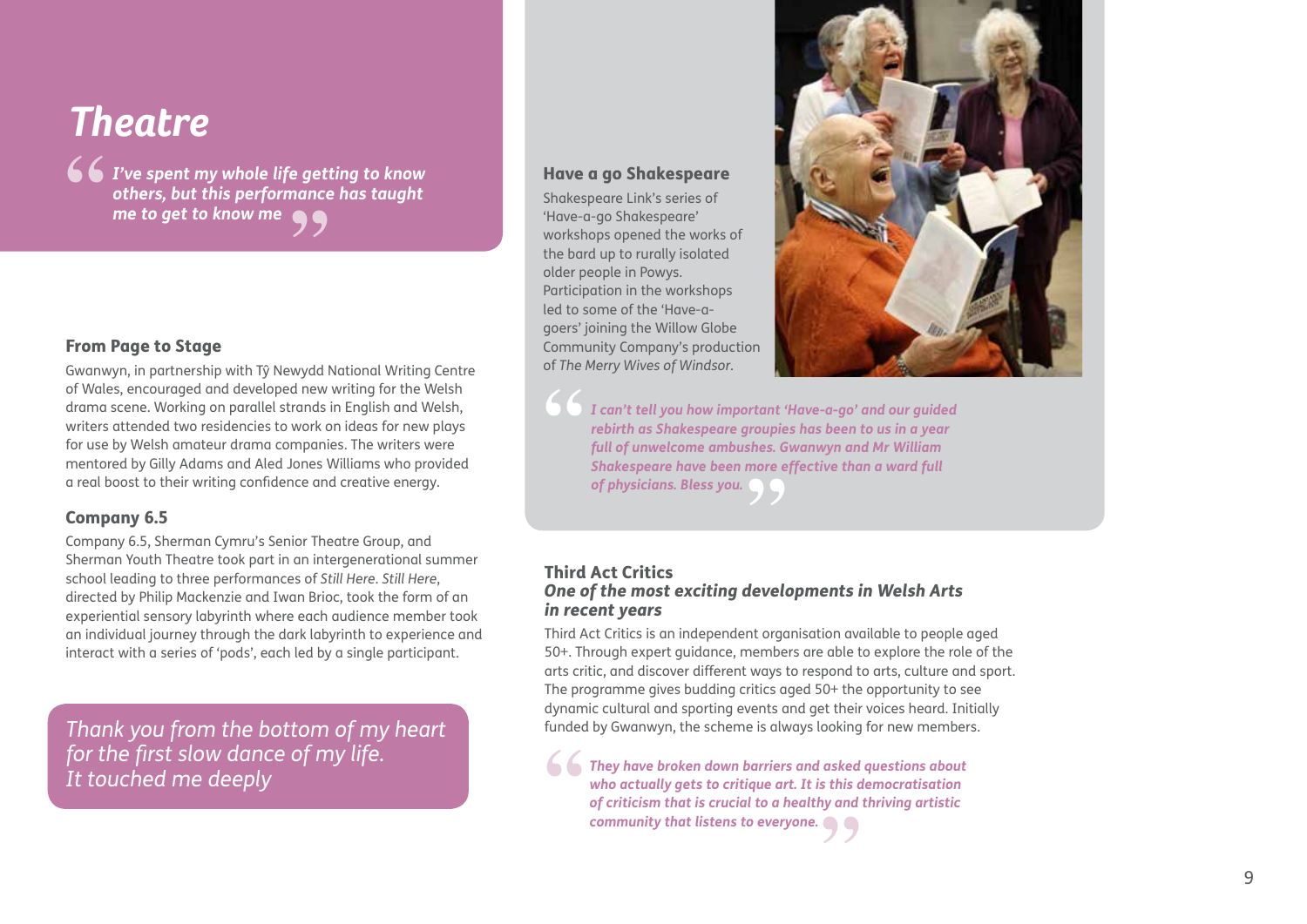# Theatre

> *I've spent my whole life getting to know others, but this performance has taught me to get to know me*

### From Page to Stage

Gwanwyn, in partnership with Tŷ Newydd National Writing Centre of Wales, encouraged and developed new writing for the Welsh drama scene. Working on parallel strands in English and Welsh, writers attended two residencies to work on ideas for new plays for use by Welsh amateur drama companies. The writers were mentored by Gilly Adams and Aled Jones Williams who provided a real boost to their writing confidence and creative energy.

### Company 6.5

Company 6.5, Sherman Cymru's Senior Theatre Group, and Sherman Youth Theatre took part in an intergenerational summer school leading to three performances of *Still Here*. *Still Here*, directed by Philip Mackenzie and Iwan Brioc, took the form of an experiential sensory labyrinth where each audience member took an individual journey through the dark labyrinth to experience and interact with a series of 'pods', each led by a single participant.

> *Thank you from the bottom of my heart for the first slow dance of my life. It touched me deeply*

### Have a go Shakespeare

Shakespeare Link's series of 'Have-a-go Shakespeare' workshops opened the works of the bard up to rurally isolated older people in Powys. Participation in the workshops led to some of the 'Have-a-goers' joining the Willow Globe Community Company's production of *The Merry Wives of Windsor*.

> *I can't tell you how important 'Have-a-go' and our guided rebirth as Shakespeare groupies has been to us in a year full of unwelcome ambushes. Gwanwyn and Mr William Shakespeare have been more effective than a ward full of physicians. Bless you.*

### Third Act Critics
***One of the most exciting developments in Welsh Arts in recent years***

Third Act Critics is an independent organisation available to people aged 50+. Through expert guidance, members are able to explore the role of the arts critic, and discover different ways to respond to arts, culture and sport. The programme gives budding critics aged 50+ the opportunity to see dynamic cultural and sporting events and get their voices heard. Initially funded by Gwanwyn, the scheme is always looking for new members.

> *They have broken down barriers and asked questions about who actually gets to critique art. It is this democratisation of criticism that is crucial to a healthy and thriving artistic community that listens to everyone.*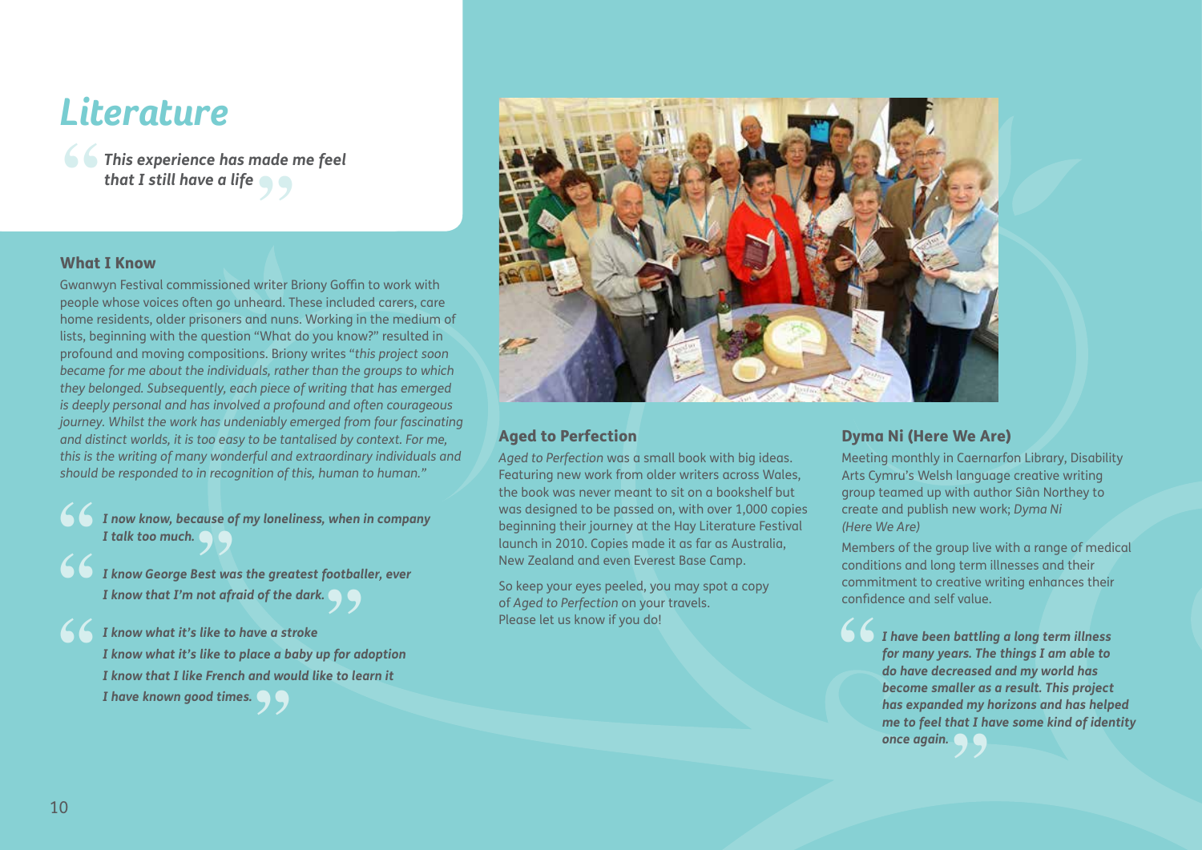# Literature

> *This experience has made me feel that I still have a life*

## What I Know

Gwanwyn Festival commissioned writer Briony Goffin to work with people whose voices often go unheard. These included carers, care home residents, older prisoners and nuns. Working in the medium of lists, beginning with the question "What do you know?" resulted in profound and moving compositions. Briony writes "*this project soon became for me about the individuals, rather than the groups to which they belonged. Subsequently, each piece of writing that has emerged is deeply personal and has involved a profound and often courageous journey. Whilst the work has undeniably emerged from four fascinating and distinct worlds, it is too easy to be tantalised by context. For me, this is the writing of many wonderful and extraordinary individuals and should be responded to in recognition of this, human to human.*"

> ***I now know, because of my loneliness, when in company I talk too much.***

> ***I know George Best was the greatest footballer, ever***
> ***I know that I'm not afraid of the dark.***

> ***I know what it's like to have a stroke***
> ***I know what it's like to place a baby up for adoption***
> ***I know that I like French and would like to learn it***
> ***I have known good times.***

## Aged to Perfection

*Aged to Perfection* was a small book with big ideas. Featuring new work from older writers across Wales, the book was never meant to sit on a bookshelf but was designed to be passed on, with over 1,000 copies beginning their journey at the Hay Literature Festival launch in 2010. Copies made it as far as Australia, New Zealand and even Everest Base Camp.

So keep your eyes peeled, you may spot a copy of *Aged to Perfection* on your travels. Please let us know if you do!

## Dyma Ni (Here We Are)

Meeting monthly in Caernarfon Library, Disability Arts Cymru's Welsh language creative writing group teamed up with author Siân Northey to create and publish new work; *Dyma Ni (Here We Are)*

Members of the group live with a range of medical conditions and long term illnesses and their commitment to creative writing enhances their confidence and self value.

> ***I have been battling a long term illness for many years. The things I am able to do have decreased and my world has become smaller as a result. This project has expanded my horizons and has helped me to feel that I have some kind of identity once again.***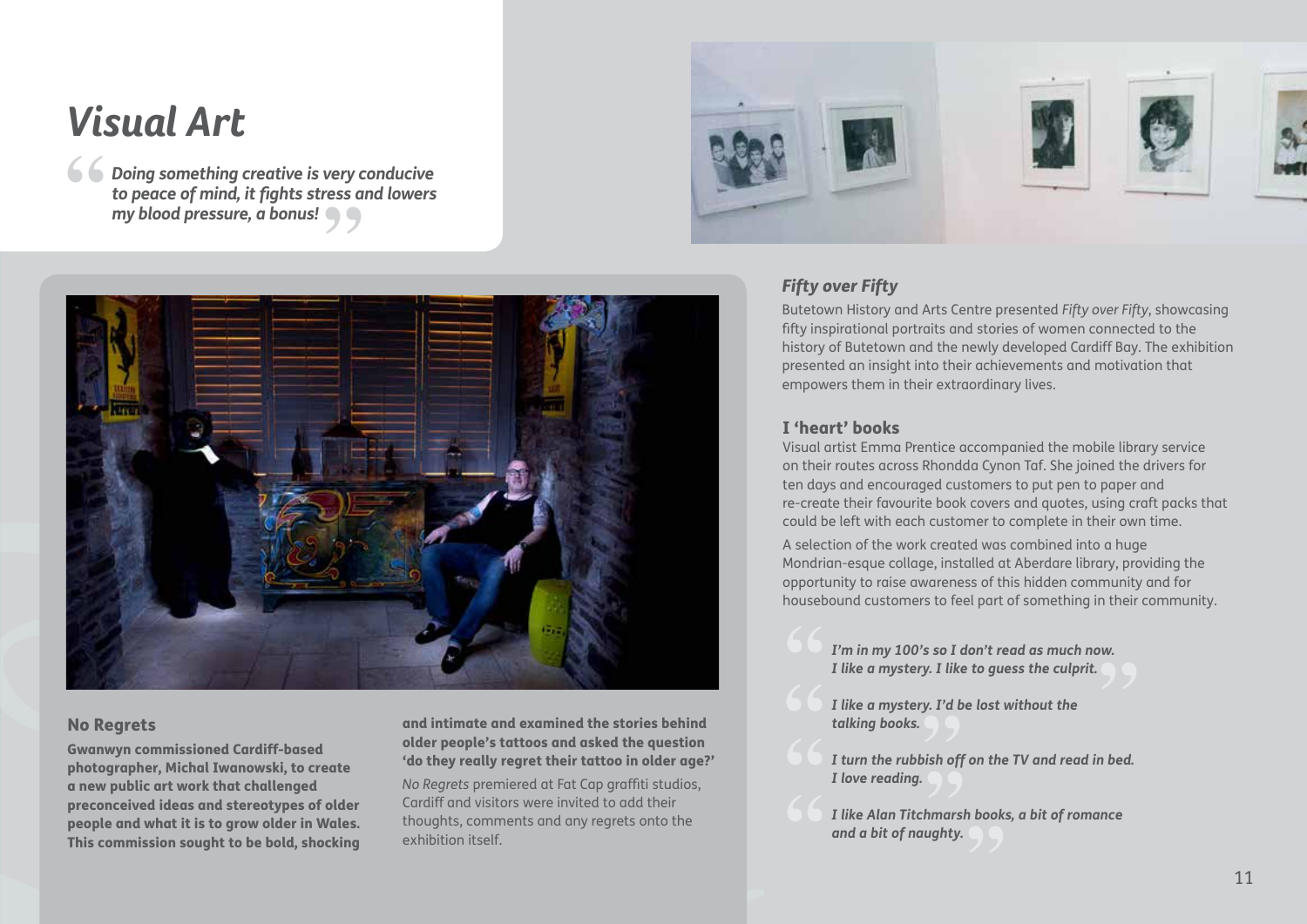# Visual Art

*Doing something creative is very conducive to peace of mind, it fights stress and lowers my blood pressure, a bonus!*

## No Regrets

**Gwanwyn commissioned Cardiff-based photographer, Michal Iwanowski, to create a new public art work that challenged preconceived ideas and stereotypes of older people and what it is to grow older in Wales. This commission sought to be bold, shocking and intimate and examined the stories behind older people's tattoos and asked the question 'do they really regret their tattoo in older age?'**

*No Regrets* premiered at Fat Cap graffiti studios, Cardiff and visitors were invited to add their thoughts, comments and any regrets onto the exhibition itself.

## *Fifty over Fifty*

Butetown History and Arts Centre presented *Fifty over Fifty*, showcasing fifty inspirational portraits and stories of women connected to the history of Butetown and the newly developed Cardiff Bay. The exhibition presented an insight into their achievements and motivation that empowers them in their extraordinary lives.

## I 'heart' books

Visual artist Emma Prentice accompanied the mobile library service on their routes across Rhondda Cynon Taf. She joined the drivers for ten days and encouraged customers to put pen to paper and re-create their favourite book covers and quotes, using craft packs that could be left with each customer to complete in their own time.

A selection of the work created was combined into a huge Mondrian-esque collage, installed at Aberdare library, providing the opportunity to raise awareness of this hidden community and for housebound customers to feel part of something in their community.

*I'm in my 100's so I don't read as much now. I like a mystery. I like to guess the culprit.*

*I like a mystery. I'd be lost without the talking books.*

*I turn the rubbish off on the TV and read in bed. I love reading.*

*I like Alan Titchmarsh books, a bit of romance and a bit of naughty.*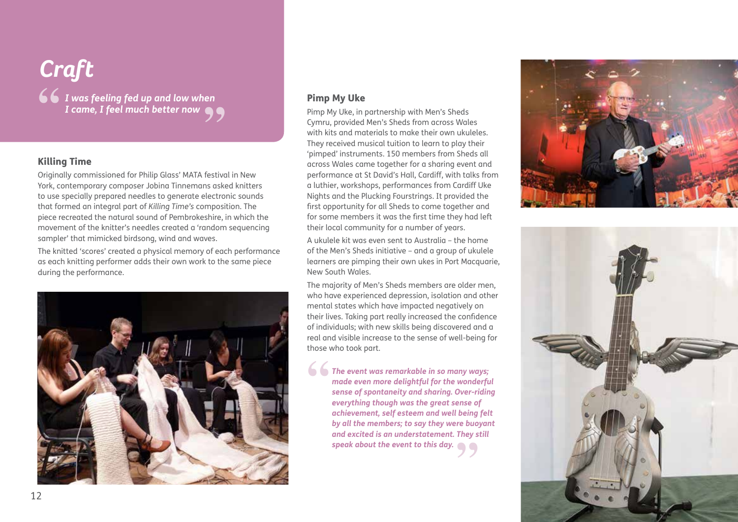# Craft

> *I was feeling fed up and low when I came, I feel much better now*

### Killing Time

Originally commissioned for Philip Glass' MATA festival in New York, contemporary composer Jobina Tinnemans asked knitters to use specially prepared needles to generate electronic sounds that formed an integral part of *Killing Time's* composition. The piece recreated the natural sound of Pembrokeshire, in which the movement of the knitter's needles created a 'random sequencing sampler' that mimicked birdsong, wind and waves.

The knitted 'scores' created a physical memory of each performance as each knitting performer adds their own work to the same piece during the performance.

### Pimp My Uke

Pimp My Uke, in partnership with Men's Sheds Cymru, provided Men's Sheds from across Wales with kits and materials to make their own ukuleles. They received musical tuition to learn to play their 'pimped' instruments. 150 members from Sheds all across Wales came together for a sharing event and performance at St David's Hall, Cardiff, with talks from a luthier, workshops, performances from Cardiff Uke Nights and the Plucking Fourstrings. It provided the first opportunity for all Sheds to come together and for some members it was the first time they had left their local community for a number of years.

A ukulele kit was even sent to Australia – the home of the Men's Sheds initiative – and a group of ukulele learners are pimping their own ukes in Port Macquarie, New South Wales.

The majority of Men's Sheds members are older men, who have experienced depression, isolation and other mental states which have impacted negatively on their lives. Taking part really increased the confidence of individuals; with new skills being discovered and a real and visible increase to the sense of well-being for those who took part.

> *The event was remarkable in so many ways; made even more delightful for the wonderful sense of spontaneity and sharing. Over-riding everything though was the great sense of achievement, self esteem and well being felt by all the members; to say they were buoyant and excited is an understatement. They still speak about the event to this day.*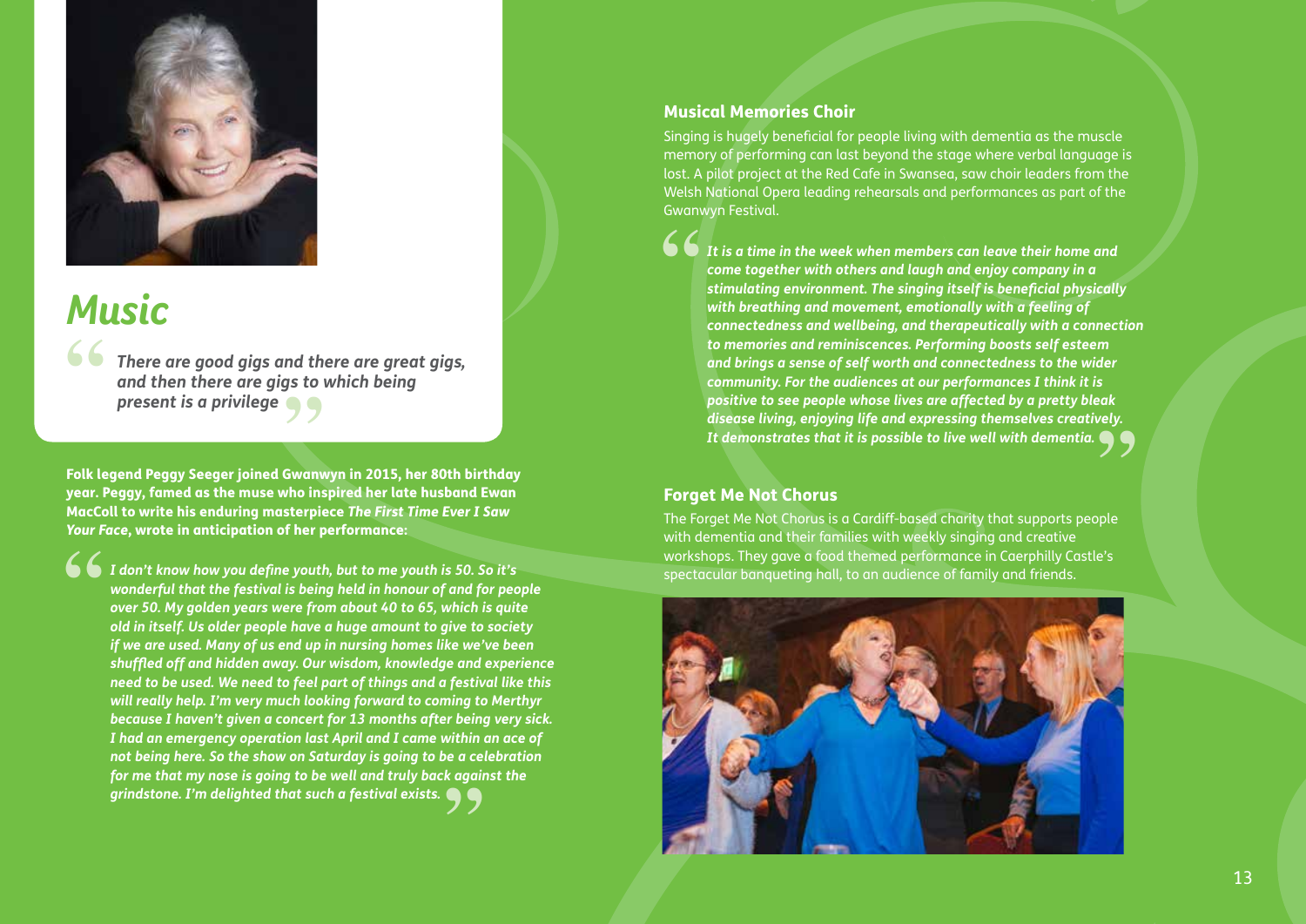# Music

*There are good gigs and there are great gigs, and then there are gigs to which being present is a privilege*

**Folk legend Peggy Seeger joined Gwanwyn in 2015, her 80th birthday year. Peggy, famed as the muse who inspired her late husband Ewan MacColl to write his enduring masterpiece *The First Time Ever I Saw Your Face*, wrote in anticipation of her performance:**

***I don't know how you define youth, but to me youth is 50. So it's wonderful that the festival is being held in honour of and for people over 50. My golden years were from about 40 to 65, which is quite old in itself. Us older people have a huge amount to give to society if we are used. Many of us end up in nursing homes like we've been shuffled off and hidden away. Our wisdom, knowledge and experience need to be used. We need to feel part of things and a festival like this will really help. I'm very much looking forward to coming to Merthyr because I haven't given a concert for 13 months after being very sick. I had an emergency operation last April and I came within an ace of not being here. So the show on Saturday is going to be a celebration for me that my nose is going to be well and truly back against the grindstone. I'm delighted that such a festival exists.***

## Musical Memories Choir

Singing is hugely beneficial for people living with dementia as the muscle memory of performing can last beyond the stage where verbal language is lost. A pilot project at the Red Cafe in Swansea, saw choir leaders from the Welsh National Opera leading rehearsals and performances as part of the Gwanwyn Festival.

***It is a time in the week when members can leave their home and come together with others and laugh and enjoy company in a stimulating environment. The singing itself is beneficial physically with breathing and movement, emotionally with a feeling of connectedness and wellbeing, and therapeutically with a connection to memories and reminiscences. Performing boosts self esteem and brings a sense of self worth and connectedness to the wider community. For the audiences at our performances I think it is positive to see people whose lives are affected by a pretty bleak disease living, enjoying life and expressing themselves creatively. It demonstrates that it is possible to live well with dementia.***

## Forget Me Not Chorus

The Forget Me Not Chorus is a Cardiff-based charity that supports people with dementia and their families with weekly singing and creative workshops. They gave a food themed performance in Caerphilly Castle's spectacular banqueting hall, to an audience of family and friends.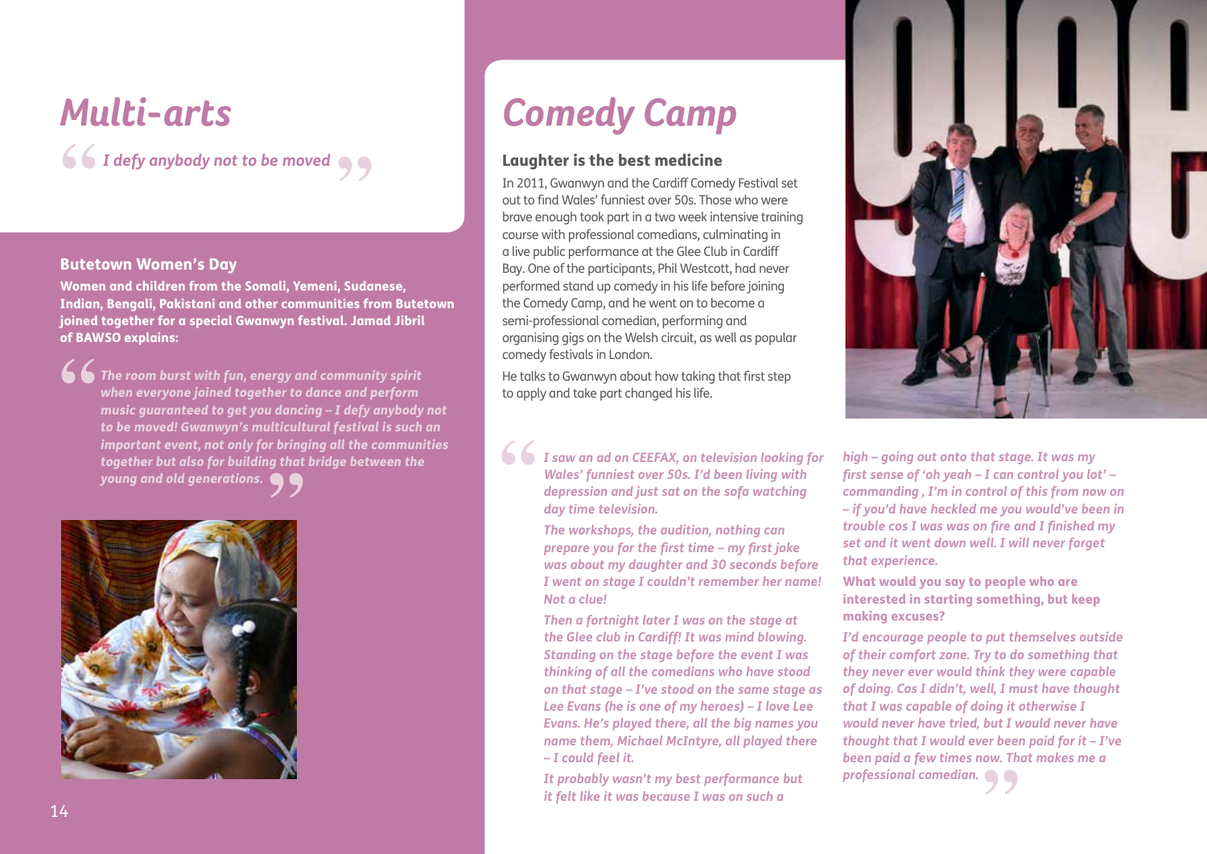# Multi-arts

*“I defy anybody not to be moved”*

### Butetown Women’s Day

**Women and children from the Somali, Yemeni, Sudanese, Indian, Bengali, Pakistani and other communities from Butetown joined together for a special Gwanwyn festival. Jamad Jibril of BAWSO explains:**

*“The room burst with fun, energy and community spirit when everyone joined together to dance and perform music guaranteed to get you dancing – I defy anybody not to be moved! Gwanwyn’s multicultural festival is such an important event, not only for bringing all the communities together but also for building that bridge between the young and old generations.”*

# Comedy Camp

### Laughter is the best medicine

In 2011, Gwanwyn and the Cardiff Comedy Festival set out to find Wales’ funniest over 50s. Those who were brave enough took part in a two week intensive training course with professional comedians, culminating in a live public performance at the Glee Club in Cardiff Bay. One of the participants, Phil Westcott, had never performed stand up comedy in his life before joining the Comedy Camp, and he went on to become a semi-professional comedian, performing and organising gigs on the Welsh circuit, as well as popular comedy festivals in London.

He talks to Gwanwyn about how taking that first step to apply and take part changed his life.

*“I saw an ad on CEEFAX, on television looking for Wales’ funniest over 50s. I’d been living with depression and just sat on the sofa watching day time television.*

*The workshops, the audition, nothing can prepare you for the first time – my first joke was about my daughter and 30 seconds before I went on stage I couldn’t remember her name! Not a clue!*

*Then a fortnight later I was on the stage at the Glee club in Cardiff! It was mind blowing. Standing on the stage before the event I was thinking of all the comedians who have stood on that stage – I’ve stood on the same stage as Lee Evans (he is one of my heroes) – I love Lee Evans. He’s played there, all the big names you name them, Michael McIntyre, all played there – I could feel it.*

*It probably wasn’t my best performance but it felt like it was because I was on such a high – going out onto that stage. It was my first sense of ‘oh yeah – I can control you lot’ – commanding , I’m in control of this from now on – if you’d have heckled me you would’ve been in trouble cos I was was on fire and I finished my set and it went down well. I will never forget that experience.*

**What would you say to people who are interested in starting something, but keep making excuses?**

*I’d encourage people to put themselves outside of their comfort zone. Try to do something that they never ever would think they were capable of doing. Cos I didn’t, well, I must have thought that I was capable of doing it otherwise I would never have tried, but I would never have thought that I would ever been paid for it – I’ve been paid a few times now. That makes me a professional comedian.”*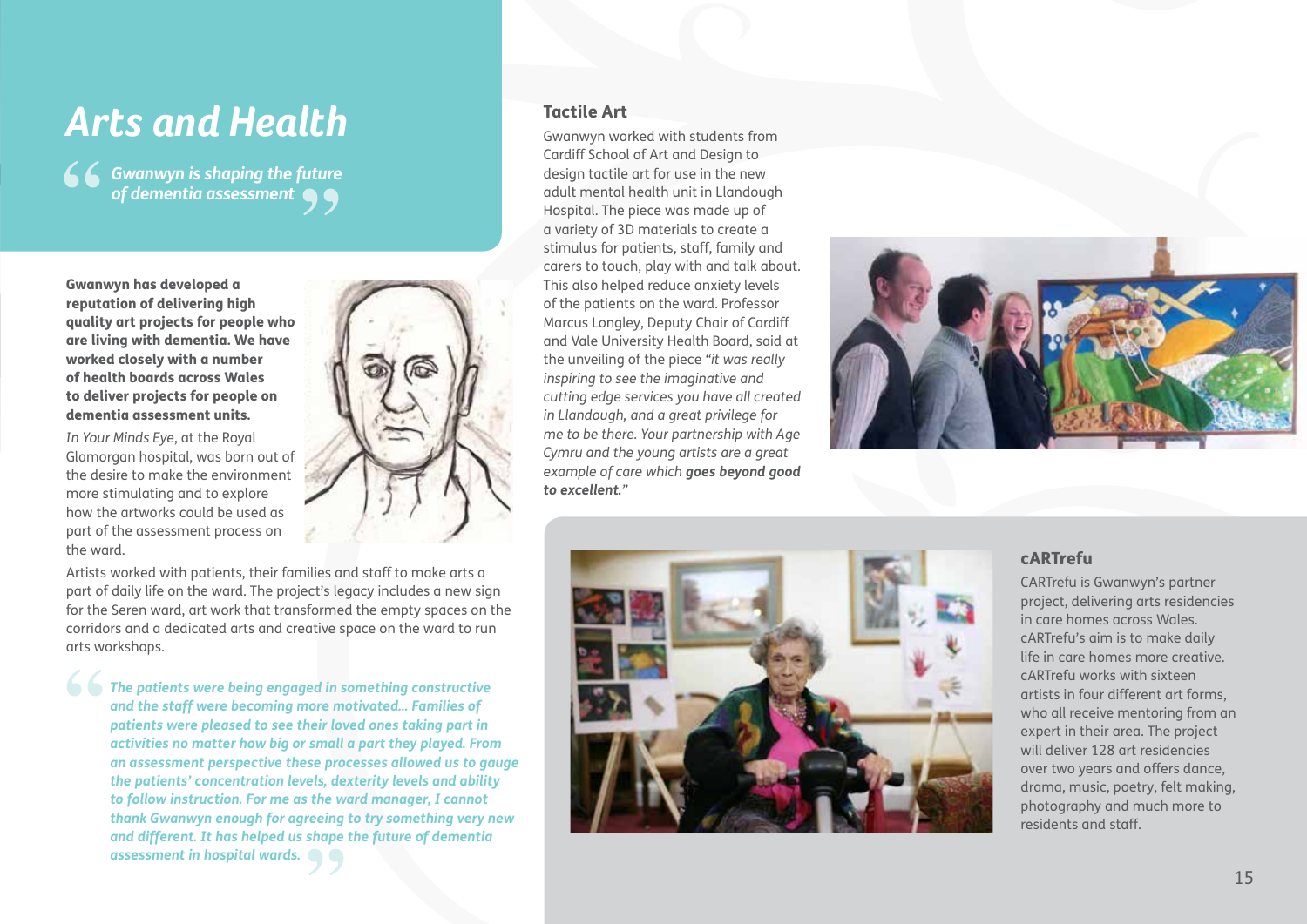# Arts and Health

> *Gwanwyn is shaping the future of dementia assessment*

**Gwanwyn has developed a reputation of delivering high quality art projects for people who are living with dementia. We have worked closely with a number of health boards across Wales to deliver projects for people on dementia assessment units.**

*In Your Minds Eye*, at the Royal Glamorgan hospital, was born out of the desire to make the environment more stimulating and to explore how the artworks could be used as part of the assessment process on the ward.

Artists worked with patients, their families and staff to make arts a part of daily life on the ward. The project's legacy includes a new sign for the Seren ward, art work that transformed the empty spaces on the corridors and a dedicated arts and creative space on the ward to run arts workshops.

> *The patients were being engaged in something constructive and the staff were becoming more motivated... Families of patients were pleased to see their loved ones taking part in activities no matter how big or small a part they played. From an assessment perspective these processes allowed us to gauge the patients' concentration levels, dexterity levels and ability to follow instruction. For me as the ward manager, I cannot thank Gwanwyn enough for agreeing to try something very new and different. It has helped us shape the future of dementia assessment in hospital wards.*

### Tactile Art

Gwanwyn worked with students from Cardiff School of Art and Design to design tactile art for use in the new adult mental health unit in Llandough Hospital. The piece was made up of a variety of 3D materials to create a stimulus for patients, staff, family and carers to touch, play with and talk about. This also helped reduce anxiety levels of the patients on the ward. Professor Marcus Longley, Deputy Chair of Cardiff and Vale University Health Board, said at the unveiling of the piece *"it was really inspiring to see the imaginative and cutting edge services you have all created in Llandough, and a great privilege for me to be there. Your partnership with Age Cymru and the young artists are a great example of care which* ***goes beyond good to excellent.****"*

### cARTrefu

CARTrefu is Gwanwyn's partner project, delivering arts residencies in care homes across Wales. cARTrefu's aim is to make daily life in care homes more creative. cARTrefu works with sixteen artists in four different art forms, who all receive mentoring from an expert in their area. The project will deliver 128 art residencies over two years and offers dance, drama, music, poetry, felt making, photography and much more to residents and staff.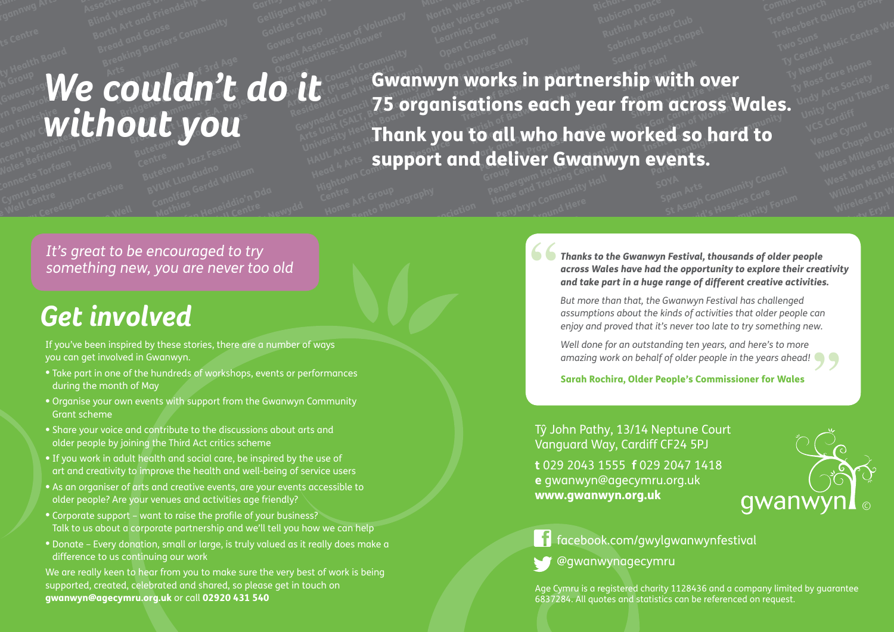# We couldn't do it without you

**Gwanwyn works in partnership with over 75 organisations each year from across Wales.**

**Thank you to all who have worked so hard to support and deliver Gwanwyn events.**

*It's great to be encouraged to try something new, you are never too old*

## Get involved

If you've been inspired by these stories, there are a number of ways you can get involved in Gwanwyn.

- Take part in one of the hundreds of workshops, events or performances during the month of May
- Organise your own events with support from the Gwanwyn Community Grant scheme
- Share your voice and contribute to the discussions about arts and older people by joining the Third Act critics scheme
- If you work in adult health and social care, be inspired by the use of art and creativity to improve the health and well-being of service users
- As an organiser of arts and creative events, are your events accessible to older people? Are your venues and activities age friendly?
- Corporate support – want to raise the profile of your business? Talk to us about a corporate partnership and we'll tell you how we can help
- Donate – Every donation, small or large, is truly valued as it really does make a difference to us continuing our work

We are really keen to hear from you to make sure the very best of work is being supported, created, celebrated and shared, so please get in touch on **gwanwyn@agecymru.org.uk** or call **02920 431 540**

***Thanks to the Gwanwyn Festival, thousands of older people across Wales have had the opportunity to explore their creativity and take part in a huge range of different creative activities.***

*But more than that, the Gwanwyn Festival has challenged assumptions about the kinds of activities that older people can enjoy and proved that it's never too late to try something new.*

*Well done for an outstanding ten years, and here's to more amazing work on behalf of older people in the years ahead!*

**Sarah Rochira, Older People's Commissioner for Wales**

Tŷ John Pathy, 13/14 Neptune Court
Vanguard Way, Cardiff CF24 5PJ

**t** 029 2043 1555 **f** 029 2047 1418
**e** gwanwyn@agecymru.org.uk
**www.gwanwyn.org.uk**

gwanwyn ©

facebook.com/gwylgwanwynfestival

@gwanwynagecymru

Age Cymru is a registered charity 1128436 and a company limited by guarantee 6837284. All quotes and statistics can be referenced on request.